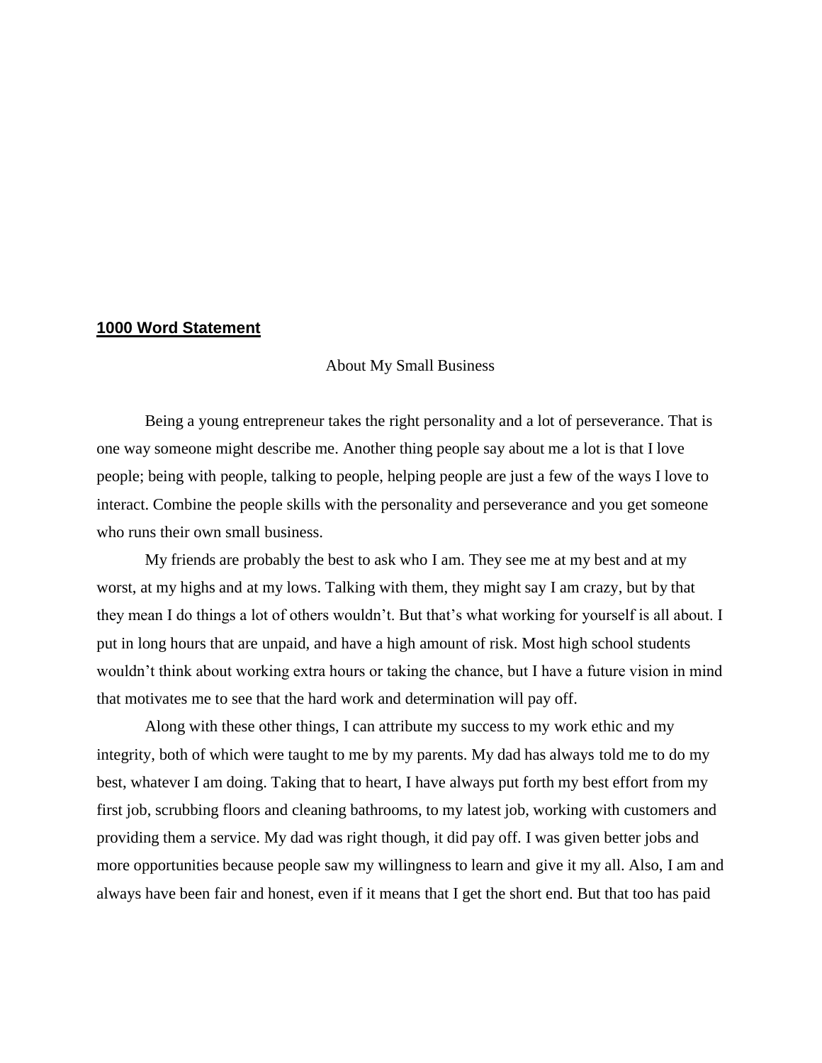## **1000 Word Statement**

About My Small Business

Being a young entrepreneur takes the right personality and a lot of perseverance. That is one way someone might describe me. Another thing people say about me a lot is that I love people; being with people, talking to people, helping people are just a few of the ways I love to interact. Combine the people skills with the personality and perseverance and you get someone who runs their own small business.

My friends are probably the best to ask who I am. They see me at my best and at my worst, at my highs and at my lows. Talking with them, they might say I am crazy, but by that they mean I do things a lot of others wouldn't. But that's what working for yourself is all about. I put in long hours that are unpaid, and have a high amount of risk. Most high school students wouldn't think about working extra hours or taking the chance, but I have a future vision in mind that motivates me to see that the hard work and determination will pay off.

Along with these other things, I can attribute my success to my work ethic and my integrity, both of which were taught to me by my parents. My dad has always told me to do my best, whatever I am doing. Taking that to heart, I have always put forth my best effort from my first job, scrubbing floors and cleaning bathrooms, to my latest job, working with customers and providing them a service. My dad was right though, it did pay off. I was given better jobs and more opportunities because people saw my willingness to learn and give it my all. Also, I am and always have been fair and honest, even if it means that I get the short end. But that too has paid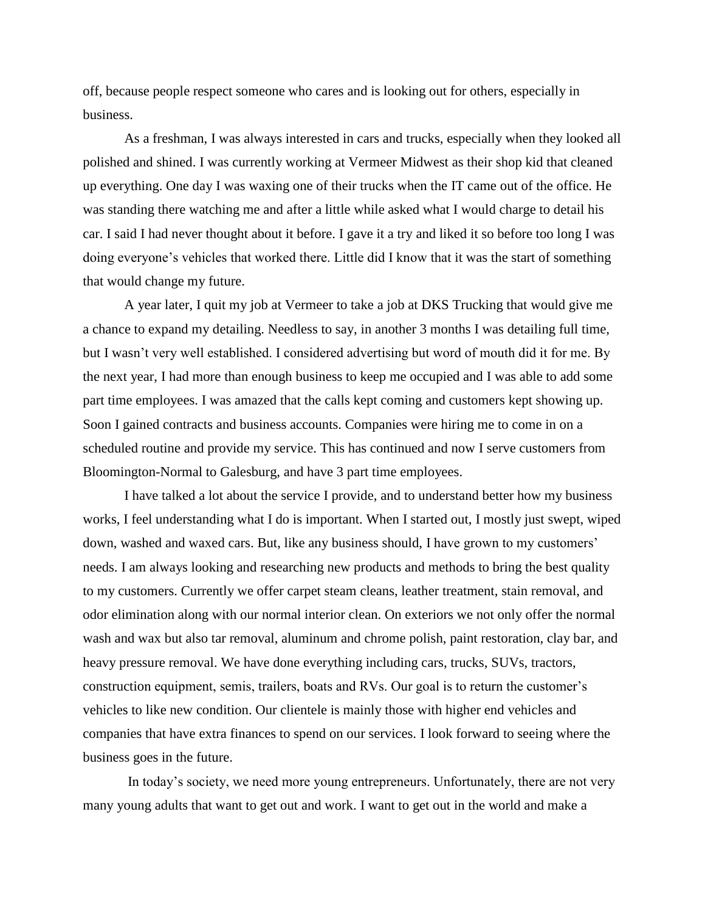off, because people respect someone who cares and is looking out for others, especially in business.

As a freshman, I was always interested in cars and trucks, especially when they looked all polished and shined. I was currently working at Vermeer Midwest as their shop kid that cleaned up everything. One day I was waxing one of their trucks when the IT came out of the office. He was standing there watching me and after a little while asked what I would charge to detail his car. I said I had never thought about it before. I gave it a try and liked it so before too long I was doing everyone's vehicles that worked there. Little did I know that it was the start of something that would change my future.

A year later, I quit my job at Vermeer to take a job at DKS Trucking that would give me a chance to expand my detailing. Needless to say, in another 3 months I was detailing full time, but I wasn't very well established. I considered advertising but word of mouth did it for me. By the next year, I had more than enough business to keep me occupied and I was able to add some part time employees. I was amazed that the calls kept coming and customers kept showing up. Soon I gained contracts and business accounts. Companies were hiring me to come in on a scheduled routine and provide my service. This has continued and now I serve customers from Bloomington-Normal to Galesburg, and have 3 part time employees.

I have talked a lot about the service I provide, and to understand better how my business works, I feel understanding what I do is important. When I started out, I mostly just swept, wiped down, washed and waxed cars. But, like any business should, I have grown to my customers' needs. I am always looking and researching new products and methods to bring the best quality to my customers. Currently we offer carpet steam cleans, leather treatment, stain removal, and odor elimination along with our normal interior clean. On exteriors we not only offer the normal wash and wax but also tar removal, aluminum and chrome polish, paint restoration, clay bar, and heavy pressure removal. We have done everything including cars, trucks, SUVs, tractors, construction equipment, semis, trailers, boats and RVs. Our goal is to return the customer's vehicles to like new condition. Our clientele is mainly those with higher end vehicles and companies that have extra finances to spend on our services. I look forward to seeing where the business goes in the future.

In today's society, we need more young entrepreneurs. Unfortunately, there are not very many young adults that want to get out and work. I want to get out in the world and make a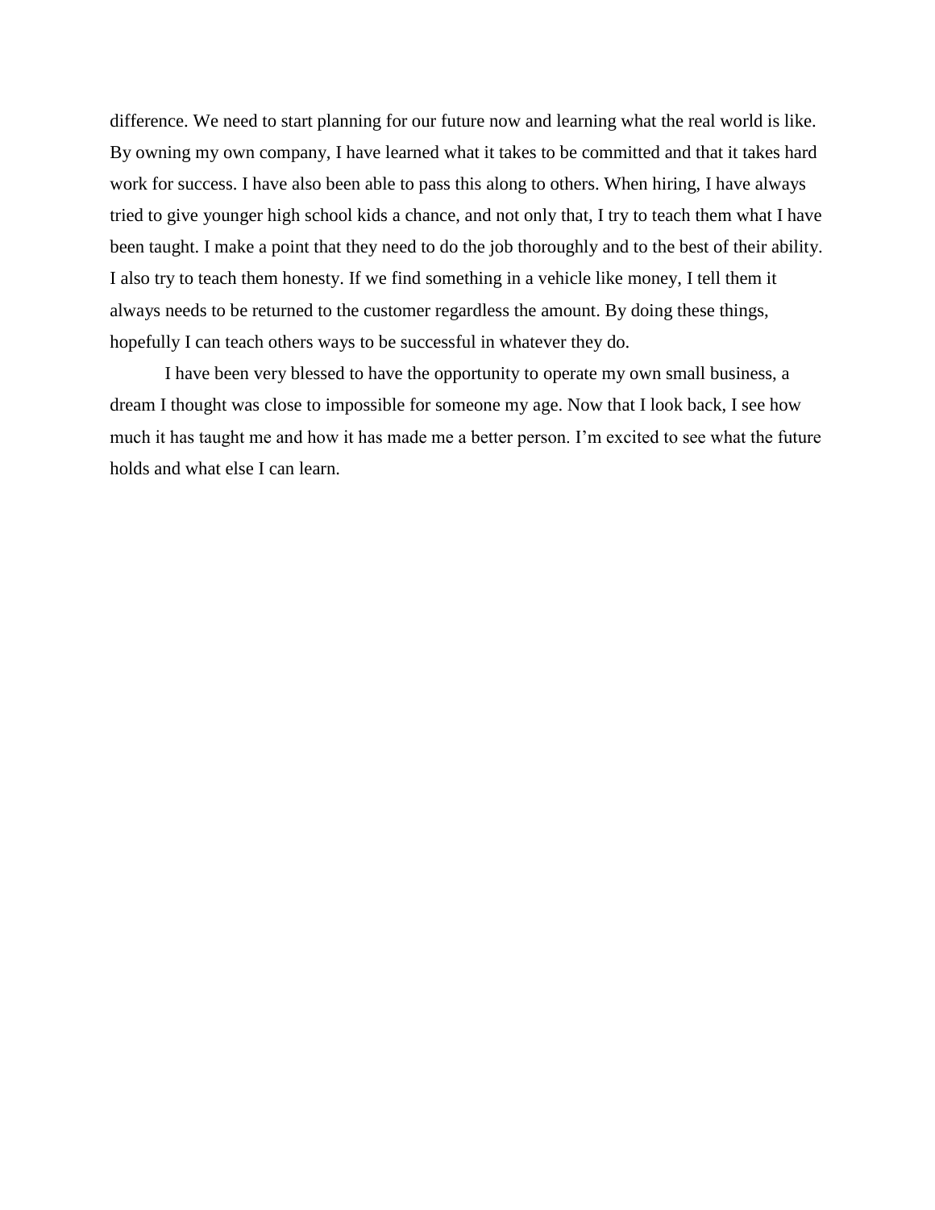difference. We need to start planning for our future now and learning what the real world is like. By owning my own company, I have learned what it takes to be committed and that it takes hard work for success. I have also been able to pass this along to others. When hiring, I have always tried to give younger high school kids a chance, and not only that, I try to teach them what I have been taught. I make a point that they need to do the job thoroughly and to the best of their ability. I also try to teach them honesty. If we find something in a vehicle like money, I tell them it always needs to be returned to the customer regardless the amount. By doing these things, hopefully I can teach others ways to be successful in whatever they do.

I have been very blessed to have the opportunity to operate my own small business, a dream I thought was close to impossible for someone my age. Now that I look back, I see how much it has taught me and how it has made me a better person. I'm excited to see what the future holds and what else I can learn.